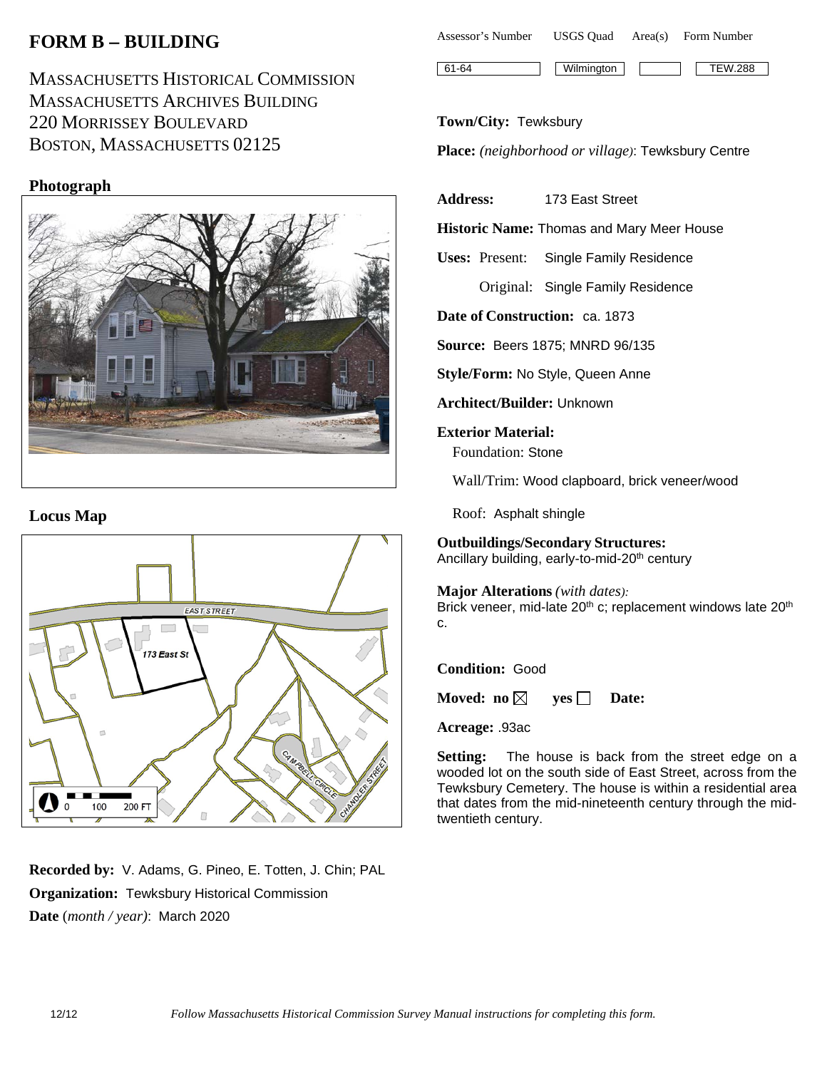# FORM B – BUILDING

MASSACHUSETTS HISTORICAL COMMISSION
MASSACHUSETTS ARCHIVES BUILDING
220 MORRISSEY BOULEVARD
BOSTON, MASSACHUSETTS 02125

| Assessor's Number | USGS Quad | Area(s) | Form Number |
|---|---|---|---|
| 61-64 | Wilmington | | TEW.288 |

**Town/City:** Tewksbury

**Place:** *(neighborhood or village)*: Tewksbury Centre

### Photograph

### Locus Map

**Address:** 173 East Street

**Historic Name:** Thomas and Mary Meer House

**Uses:** Present: Single Family Residence

Original: Single Family Residence

**Date of Construction:** ca. 1873

**Source:** Beers 1875; MNRD 96/135

**Style/Form:** No Style, Queen Anne

**Architect/Builder:** Unknown

**Exterior Material:**

Foundation: Stone

Wall/Trim: Wood clapboard, brick veneer/wood

Roof: Asphalt shingle

**Outbuildings/Secondary Structures:**
Ancillary building, early-to-mid-20th century

**Major Alterations** *(with dates)*:
Brick veneer, mid-late 20th c; replacement windows late 20th c.

**Condition:** Good

**Moved:** no ☒ yes ☐ **Date:**

**Acreage:** .93ac

**Setting:** The house is back from the street edge on a wooded lot on the south side of East Street, across from the Tewksbury Cemetery. The house is within a residential area that dates from the mid-nineteenth century through the mid-twentieth century.

**Recorded by:** V. Adams, G. Pineo, E. Totten, J. Chin; PAL

**Organization:** Tewksbury Historical Commission

**Date** (*month / year)*: March 2020

*Follow Massachusetts Historical Commission Survey Manual instructions for completing this form.*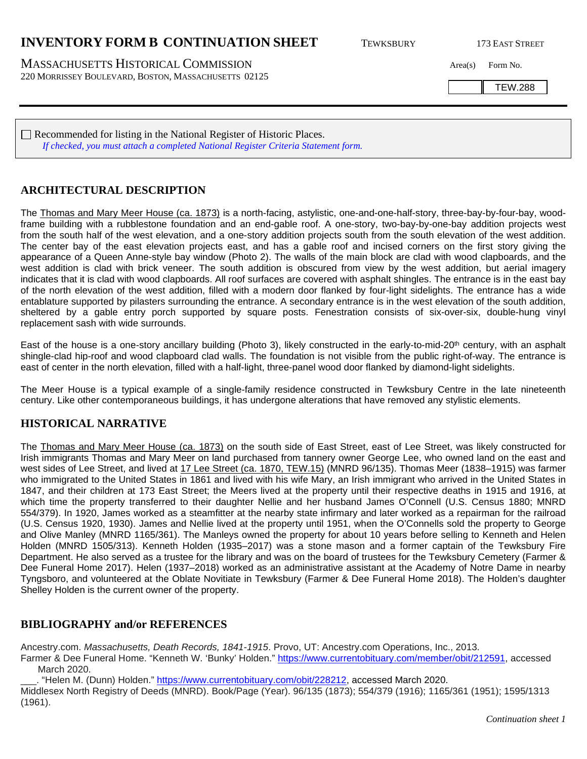# INVENTORY FORM B CONTINUATION SHEET

TEWKSBURY 173 EAST STREET

MASSACHUSETTS HISTORICAL COMMISSION
220 MORRISSEY BOULEVARD, BOSTON, MASSACHUSETTS 02125

Area(s) Form No.

| | TEW.288 |
|---|---|

☐ Recommended for listing in the National Register of Historic Places.
*If checked, you must attach a completed National Register Criteria Statement form.*

## ARCHITECTURAL DESCRIPTION

The Thomas and Mary Meer House (ca. 1873) is a north-facing, astylistic, one-and-one-half-story, three-bay-by-four-bay, wood-frame building with a rubblestone foundation and an end-gable roof. A one-story, two-bay-by-one-bay addition projects west from the south half of the west elevation, and a one-story addition projects south from the south elevation of the west addition. The center bay of the east elevation projects east, and has a gable roof and incised corners on the first story giving the appearance of a Queen Anne-style bay window (Photo 2). The walls of the main block are clad with wood clapboards, and the west addition is clad with brick veneer. The south addition is obscured from view by the west addition, but aerial imagery indicates that it is clad with wood clapboards. All roof surfaces are covered with asphalt shingles. The entrance is in the east bay of the north elevation of the west addition, filled with a modern door flanked by four-light sidelights. The entrance has a wide entablature supported by pilasters surrounding the entrance. A secondary entrance is in the west elevation of the south addition, sheltered by a gable entry porch supported by square posts. Fenestration consists of six-over-six, double-hung vinyl replacement sash with wide surrounds.

East of the house is a one-story ancillary building (Photo 3), likely constructed in the early-to-mid-20th century, with an asphalt shingle-clad hip-roof and wood clapboard clad walls. The foundation is not visible from the public right-of-way. The entrance is east of center in the north elevation, filled with a half-light, three-panel wood door flanked by diamond-light sidelights.

The Meer House is a typical example of a single-family residence constructed in Tewksbury Centre in the late nineteenth century. Like other contemporaneous buildings, it has undergone alterations that have removed any stylistic elements.

## HISTORICAL NARRATIVE

The Thomas and Mary Meer House (ca. 1873) on the south side of East Street, east of Lee Street, was likely constructed for Irish immigrants Thomas and Mary Meer on land purchased from tannery owner George Lee, who owned land on the east and west sides of Lee Street, and lived at 17 Lee Street (ca. 1870, TEW.15) (MNRD 96/135). Thomas Meer (1838–1915) was farmer who immigrated to the United States in 1861 and lived with his wife Mary, an Irish immigrant who arrived in the United States in 1847, and their children at 173 East Street; the Meers lived at the property until their respective deaths in 1915 and 1916, at which time the property transferred to their daughter Nellie and her husband James O'Connell (U.S. Census 1880; MNRD 554/379). In 1920, James worked as a steamfitter at the nearby state infirmary and later worked as a repairman for the railroad (U.S. Census 1920, 1930). James and Nellie lived at the property until 1951, when the O'Connells sold the property to George and Olive Manley (MNRD 1165/361). The Manleys owned the property for about 10 years before selling to Kenneth and Helen Holden (MNRD 1505/313). Kenneth Holden (1935–2017) was a stone mason and a former captain of the Tewksbury Fire Department. He also served as a trustee for the library and was on the board of trustees for the Tewksbury Cemetery (Farmer & Dee Funeral Home 2017). Helen (1937–2018) worked as an administrative assistant at the Academy of Notre Dame in nearby Tyngsboro, and volunteered at the Oblate Novitiate in Tewksbury (Farmer & Dee Funeral Home 2018). The Holden's daughter Shelley Holden is the current owner of the property.

## BIBLIOGRAPHY and/or REFERENCES

Ancestry.com. *Massachusetts, Death Records, 1841-1915*. Provo, UT: Ancestry.com Operations, Inc., 2013.

Farmer & Dee Funeral Home. "Kenneth W. 'Bunky' Holden." https://www.currentobituary.com/member/obit/212591, accessed March 2020.

___. "Helen M. (Dunn) Holden." https://www.currentobituary.com/obit/228212, accessed March 2020.

Middlesex North Registry of Deeds (MNRD). Book/Page (Year). 96/135 (1873); 554/379 (1916); 1165/361 (1951); 1595/1313 (1961).

*Continuation sheet 1*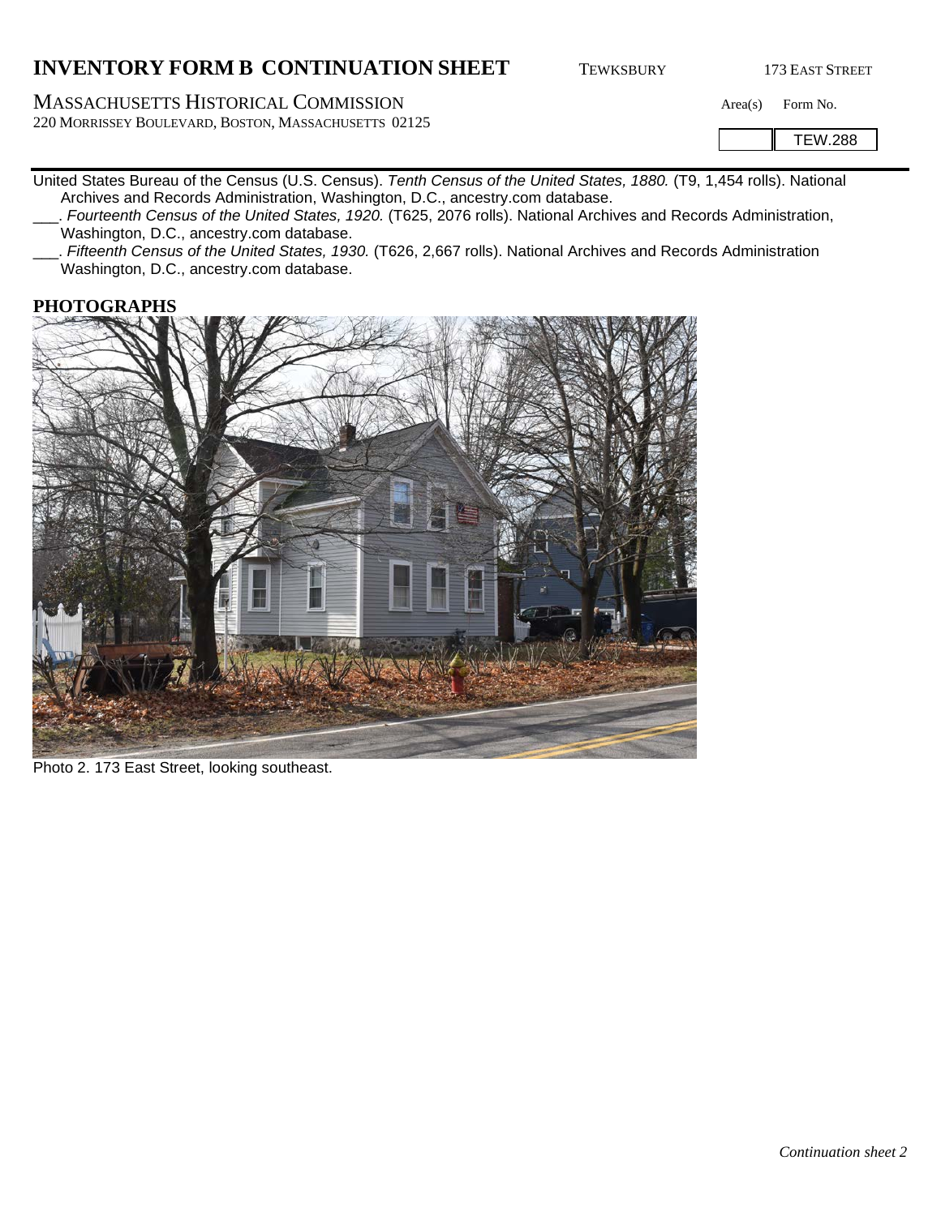United States Bureau of the Census (U.S. Census). *Tenth Census of the United States, 1880.* (T9, 1,454 rolls). National Archives and Records Administration, Washington, D.C., ancestry.com database.

___. *Fourteenth Census of the United States, 1920.* (T625, 2076 rolls). National Archives and Records Administration, Washington, D.C., ancestry.com database.

___. *Fifteenth Census of the United States, 1930.* (T626, 2,667 rolls). National Archives and Records Administration Washington, D.C., ancestry.com database.

## PHOTOGRAPHS

Photo 2. 173 East Street, looking southeast.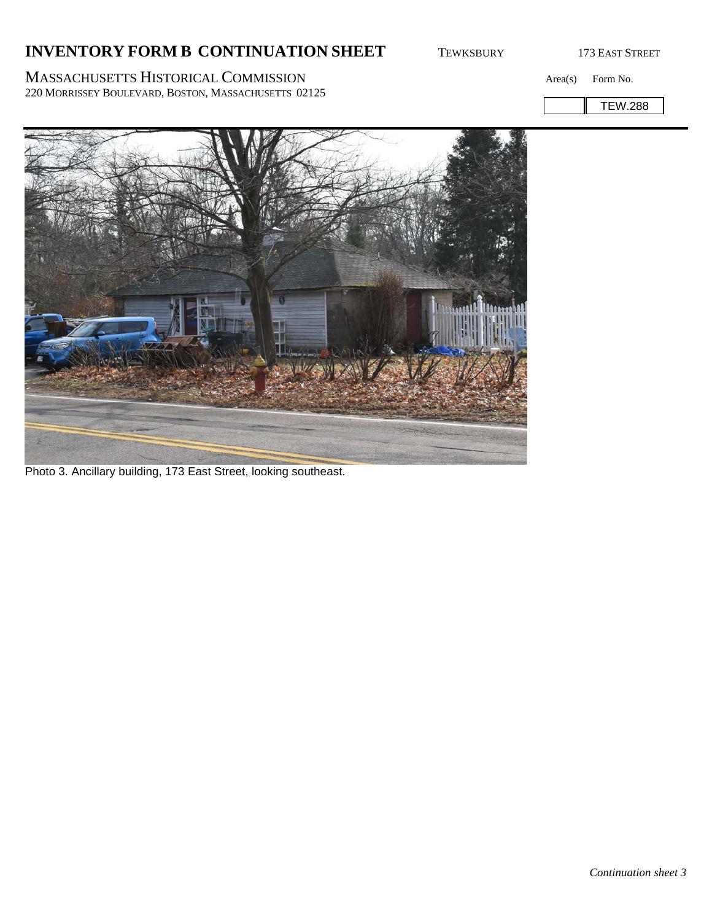Photo 3. Ancillary building, 173 East Street, looking southeast.